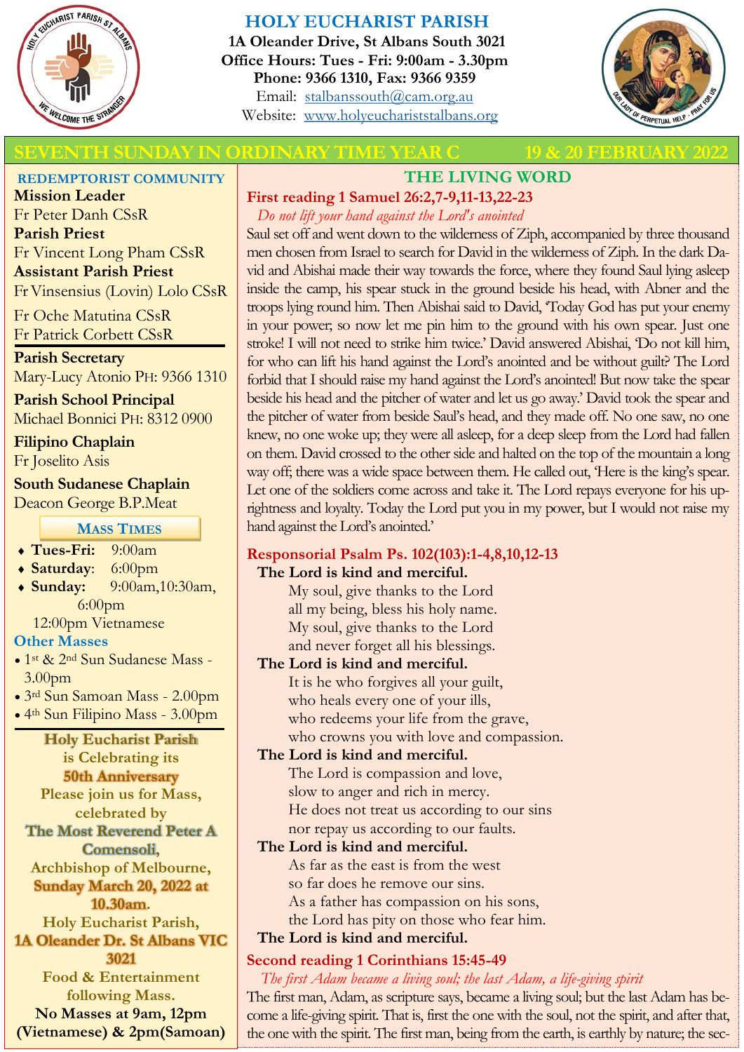# HOLY EUCHARIST PARISH

**1A Oleander Drive, St Albans South 3021**
**Office Hours: Tues - Fri: 9:00am - 3.30pm**
**Phone: 9366 1310, Fax: 9366 9359**
Email: stalbanssouth@cam.org.au
Website: www.holyeucharistalbans.org

## SEVENTH SUNDAY IN ORDINARY TIME YEAR C — 19 & 20 FEBRUARY 2022

### REDEMPTORIST COMMUNITY

**Mission Leader**
Fr Peter Danh CSsR

**Parish Priest**
Fr Vincent Long Pham CSsR

**Assistant Parish Priest**
Fr Vinsensius (Lovin) Lolo CSsR

Fr Oche Matutina CSsR
Fr Patrick Corbett CSsR

**Parish Secretary**
Mary-Lucy Atonio PH: 9366 1310

**Parish School Principal**
Michael Bonnici PH: 8312 0900

**Filipino Chaplain**
Fr Joselito Asis

**South Sudanese Chaplain**
Deacon George B.P.Meat

### MASS TIMES

- **Tues-Fri:** 9:00am
- **Saturday**: 6:00pm
- **Sunday:** 9:00am,10:30am, 6:00pm
  12:00pm Vietnamese

### Other Masses

- 1st & 2nd Sun Sudanese Mass - 3.00pm
- 3rd Sun Samoan Mass - 2.00pm
- 4th Sun Filipino Mass - 3.00pm

**Holy Eucharist Parish is Celebrating its 50th Anniversary**
**Please join us for Mass, celebrated by The Most Reverend Peter A Comensoli, Archbishop of Melbourne, Sunday March 20, 2022 at 10.30am.**
**Holy Eucharist Parish, 1A Oleander Dr. St Albans VIC 3021**
**Food & Entertainment following Mass.**
**No Masses at 9am, 12pm (Vietnamese) & 2pm(Samoan)**

## THE LIVING WORD

### First reading 1 Samuel 26:2,7-9,11-13,22-23

*Do not lift your hand against the Lord's anointed*

Saul set off and went down to the wilderness of Ziph, accompanied by three thousand men chosen from Israel to search for David in the wilderness of Ziph. In the dark David and Abishai made their way towards the force, where they found Saul lying asleep inside the camp, his spear stuck in the ground beside his head, with Abner and the troops lying round him. Then Abishai said to David, 'Today God has put your enemy in your power; so now let me pin him to the ground with his own spear. Just one stroke! I will not need to strike him twice.' David answered Abishai, 'Do not kill him, for who can lift his hand against the Lord's anointed and be without guilt? The Lord forbid that I should raise my hand against the Lord's anointed! But now take the spear beside his head and the pitcher of water and let us go away.' David took the spear and the pitcher of water from beside Saul's head, and they made off. No one saw, no one knew, no one woke up; they were all asleep, for a deep sleep from the Lord had fallen on them. David crossed to the other side and halted on the top of the mountain a long way off; there was a wide space between them. He called out, 'Here is the king's spear. Let one of the soldiers come across and take it. The Lord repays everyone for his uprightness and loyalty. Today the Lord put you in my power, but I would not raise my hand against the Lord's anointed.'

### Responsorial Psalm Ps. 102(103):1-4,8,10,12-13

**The Lord is kind and merciful.**

My soul, give thanks to the Lord
all my being, bless his holy name.
My soul, give thanks to the Lord
and never forget all his blessings.

**The Lord is kind and merciful.**

It is he who forgives all your guilt,
who heals every one of your ills,
who redeems your life from the grave,
who crowns you with love and compassion.

**The Lord is kind and merciful.**

The Lord is compassion and love,
slow to anger and rich in mercy.
He does not treat us according to our sins
nor repay us according to our faults.

**The Lord is kind and merciful.**

As far as the east is from the west
so far does he remove our sins.
As a father has compassion on his sons,
the Lord has pity on those who fear him.

**The Lord is kind and merciful.**

### Second reading 1 Corinthians 15:45-49

*The first Adam became a living soul; the last Adam, a life-giving spirit*

The first man, Adam, as scripture says, became a living soul; but the last Adam has become a life-giving spirit. That is, first the one with the soul, not the spirit, and after that, the one with the spirit. The first man, being from the earth, is earthly by nature; the sec-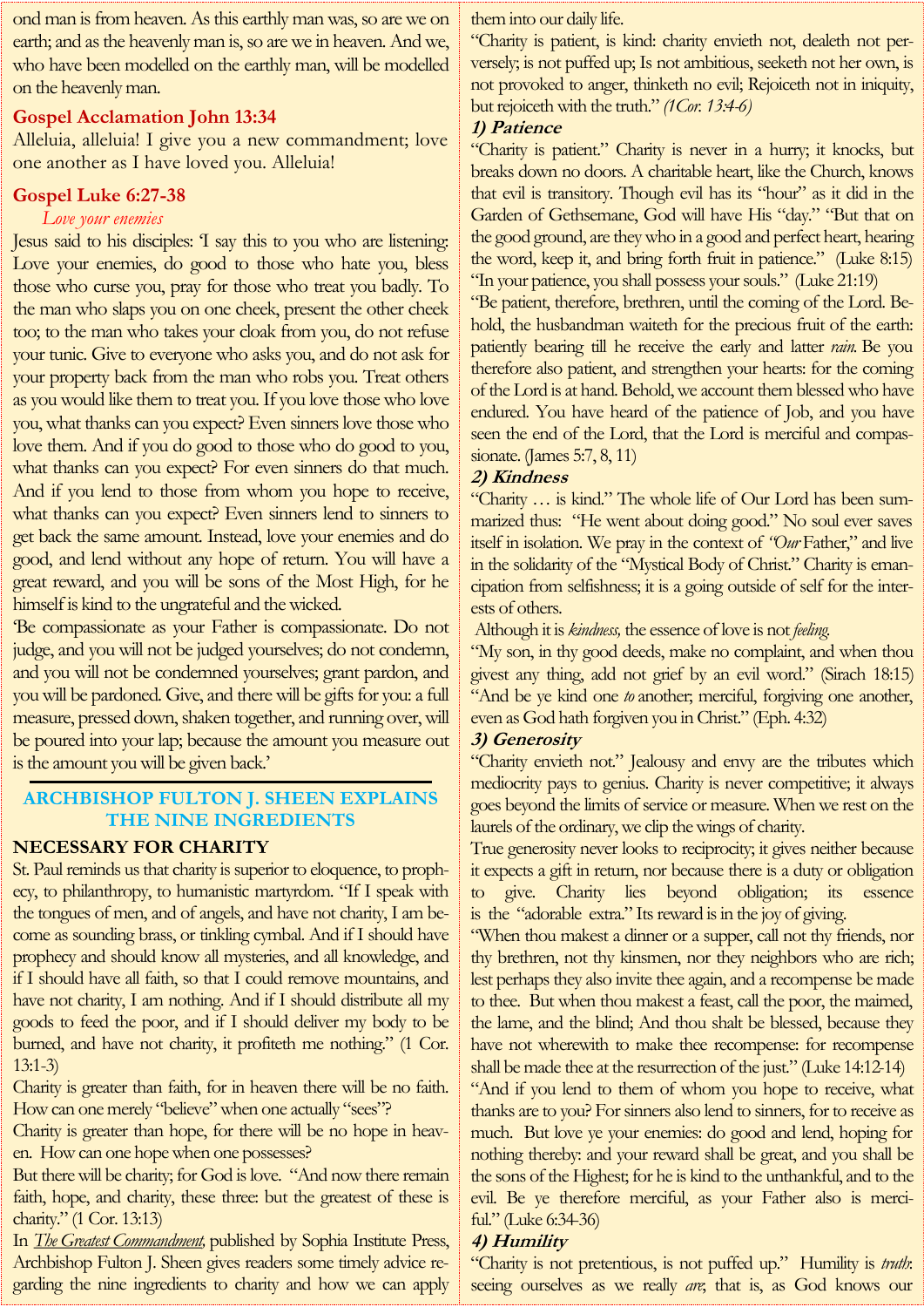ond man is from heaven. As this earthly man was, so are we on earth; and as the heavenly man is, so are we in heaven. And we, who have been modelled on the earthly man, will be modelled on the heavenly man.

**Gospel Acclamation John 13:34**

Alleluia, alleluia! I give you a new commandment; love one another as I have loved you. Alleluia!

**Gospel Luke 6:27-38**

*Love your enemies*

Jesus said to his disciples: 'I say this to you who are listening: Love your enemies, do good to those who hate you, bless those who curse you, pray for those who treat you badly. To the man who slaps you on one cheek, present the other cheek too; to the man who takes your cloak from you, do not refuse your tunic. Give to everyone who asks you, and do not ask for your property back from the man who robs you. Treat others as you would like them to treat you. If you love those who love you, what thanks can you expect? Even sinners love those who love them. And if you do good to those who do good to you, what thanks can you expect? For even sinners do that much. And if you lend to those from whom you hope to receive, what thanks can you expect? Even sinners lend to sinners to get back the same amount. Instead, love your enemies and do good, and lend without any hope of return. You will have a great reward, and you will be sons of the Most High, for he himself is kind to the ungrateful and the wicked.

'Be compassionate as your Father is compassionate. Do not judge, and you will not be judged yourselves; do not condemn, and you will not be condemned yourselves; grant pardon, and you will be pardoned. Give, and there will be gifts for you: a full measure, pressed down, shaken together, and running over, will be poured into your lap; because the amount you measure out is the amount you will be given back.'

## ARCHBISHOP FULTON J. SHEEN EXPLAINS THE NINE INGREDIENTS

### NECESSARY FOR CHARITY

St. Paul reminds us that charity is superior to eloquence, to prophecy, to philanthropy, to humanistic martyrdom. "If I speak with the tongues of men, and of angels, and have not charity, I am become as sounding brass, or tinkling cymbal. And if I should have prophecy and should know all mysteries, and all knowledge, and if I should have all faith, so that I could remove mountains, and have not charity, I am nothing. And if I should distribute all my goods to feed the poor, and if I should deliver my body to be burned, and have not charity, it profiteth me nothing." (1 Cor. 13:1-3)

Charity is greater than faith, for in heaven there will be no faith. How can one merely "believe" when one actually "sees"?

Charity is greater than hope, for there will be no hope in heaven. How can one hope when one possesses?

But there will be charity; for God is love. "And now there remain faith, hope, and charity, these three: but the greatest of these is charity." (1 Cor. 13:13)

In *The Greatest Commandment*, published by Sophia Institute Press, Archbishop Fulton J. Sheen gives readers some timely advice regarding the nine ingredients to charity and how we can apply them into our daily life.

"Charity is patient, is kind: charity envieth not, dealeth not perversely; is not puffed up; Is not ambitious, seeketh not her own, is not provoked to anger, thinketh no evil; Rejoiceth not in iniquity, but rejoiceth with the truth." *(1Cor. 13:4-6)*

**1) Patience**

"Charity is patient." Charity is never in a hurry; it knocks, but breaks down no doors. A charitable heart, like the Church, knows that evil is transitory. Though evil has its "hour" as it did in the Garden of Gethsemane, God will have His "day." "But that on the good ground, are they who in a good and perfect heart, hearing the word, keep it, and bring forth fruit in patience." (Luke 8:15)

"In your patience, you shall possess your souls." (Luke 21:19)

"Be patient, therefore, brethren, until the coming of the Lord. Behold, the husbandman waiteth for the precious fruit of the earth: patiently bearing till he receive the early and latter *rain*. Be you therefore also patient, and strengthen your hearts: for the coming of the Lord is at hand. Behold, we account them blessed who have endured. You have heard of the patience of Job, and you have seen the end of the Lord, that the Lord is merciful and compassionate. (James 5:7, 8, 11)

**2) Kindness**

"Charity … is kind." The whole life of Our Lord has been summarized thus: "He went about doing good." No soul ever saves itself in isolation. We pray in the context of *"Our* Father," and live in the solidarity of the "Mystical Body of Christ." Charity is emancipation from selfishness; it is a going outside of self for the interests of others.

Although it is *kindness,* the essence of love is not *feeling.*

"My son, in thy good deeds, make no complaint, and when thou givest any thing, add not grief by an evil word." (Sirach 18:15)

"And be ye kind one *to* another; merciful, forgiving one another, even as God hath forgiven you in Christ." (Eph. 4:32)

**3) Generosity**

"Charity envieth not." Jealousy and envy are the tributes which mediocrity pays to genius. Charity is never competitive; it always goes beyond the limits of service or measure. When we rest on the laurels of the ordinary, we clip the wings of charity.

True generosity never looks to reciprocity; it gives neither because it expects a gift in return, nor because there is a duty or obligation to give. Charity lies beyond obligation; its essence is the "adorable extra." Its reward is in the joy of giving.

"When thou makest a dinner or a supper, call not thy friends, nor thy brethren, nor thy kinsmen, nor they neighbors who are rich; lest perhaps they also invite thee again, and a recompense be made to thee. But when thou makest a feast, call the poor, the maimed, the lame, and the blind; And thou shalt be blessed, because they have not wherewith to make thee recompense: for recompense shall be made thee at the resurrection of the just." (Luke 14:12-14)

"And if you lend to them of whom you hope to receive, what thanks are to you? For sinners also lend to sinners, for to receive as much. But love ye your enemies: do good and lend, hoping for nothing thereby: and your reward shall be great, and you shall be the sons of the Highest; for he is kind to the unthankful, and to the evil. Be ye therefore merciful, as your Father also is merciful." (Luke 6:34-36)

**4) Humility**

"Charity is not pretentious, is not puffed up." Humility is *truth*: seeing ourselves as we really *are*; that is, as God knows our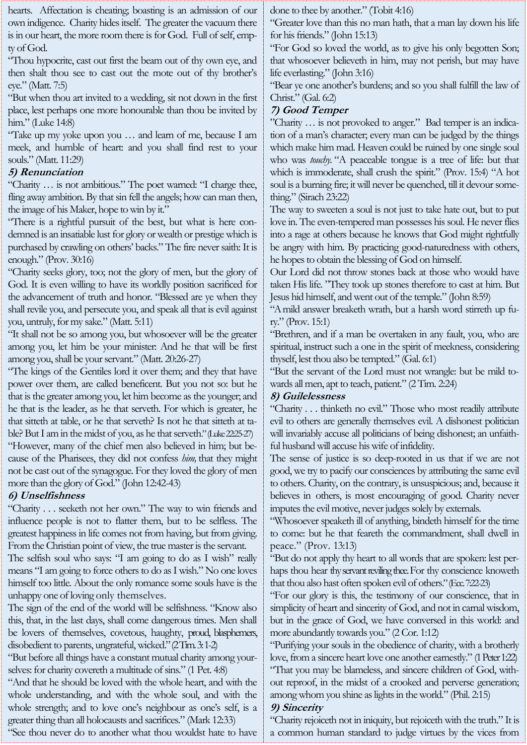hearts. Affectation is cheating; boasting is an admission of our own indigence. Charity hides itself. The greater the vacuum there is in our heart, the more room there is for God. Full of self, empty of God.

"Thou hypocrite, cast out first the beam out of thy own eye, and then shalt thou see to cast out the mote out of thy brother's eye." (Matt. 7:5)

"But when thou art invited to a wedding, sit not down in the first place, lest perhaps one more honourable than thou be invited by him." (Luke 14:8)

"Take up my yoke upon you … and learn of me, because I am meek, and humble of heart: and you shall find rest to your souls." (Matt. 11:29)

### *5) Renunciation*

"Charity … is not ambitious." The poet warned: "I charge thee, fling away ambition. By that sin fell the angels; how can man then, the image of his Maker, hope to win by it."

"There is a rightful pursuit of the best, but what is here condemned is an insatiable lust for glory or wealth or prestige which is purchased by crawling on others' backs." The fire never saith: It is enough." (Prov. 30:16)

"Charity seeks glory, too; not the glory of men, but the glory of God. It is even willing to have its worldly position sacrificed for the advancement of truth and honor. "Blessed are ye when they shall revile you, and persecute you, and speak all that is evil against you, untruly, for my sake." (Matt. 5:11)

"It shall not be so among you, but whosoever will be the greater among you, let him be your minister: And he that will be first among you, shall be your servant." (Matt. 20:26-27)

"The kings of the Gentiles lord it over them; and they that have power over them, are called beneficent. But you not so: but he that is the greater among you, let him become as the younger; and he that is the leader, as he that serveth. For which is greater, he that sitteth at table, or he that serveth? Is not he that sitteth at table? But I am in the midst of you, as he that serveth." (Luke 22:25-27)

"However, many of the chief men also believed in him; but because of the Pharisees, they did not confess *him,* that they might not be cast out of the synagogue. For they loved the glory of men more than the glory of God." (John 12:42-43)

### *6) Unselfishness*

"Charity . . . seeketh not her own." The way to win friends and influence people is not to flatter them, but to be selfless. The greatest happiness in life comes not from having, but from giving. From the Christian point of view, the true master is the servant.

The selfish soul who says: "I am going to do as I wish" really means "I am going to force others to do as I wish." No one loves himself too little. About the only romance some souls have is the unhappy one of loving only themselves.

The sign of the end of the world will be selfishness. "Know also this, that, in the last days, shall come dangerous times. Men shall be lovers of themselves, covetous, haughty, proud, blasphemers, disobedient to parents, ungrateful, wicked." (2 Tim. 3:1-2)

"But before all things have a constant mutual charity among yourselves: for charity covereth a multitude of sins." (1 Pet. 4:8)

"And that he should be loved with the whole heart, and with the whole understanding, and with the whole soul, and with the whole strength; and to love one's neighbour as one's self, is a greater thing than all holocausts and sacrifices." (Mark 12:33)

"See thou never do to another what thou wouldst hate to have done to thee by another." (Tobit 4:16)

"Greater love than this no man hath, that a man lay down his life for his friends." (John 15:13)

"For God so loved the world, as to give his only begotten Son; that whosoever believeth in him, may not perish, but may have life everlasting." (John 3:16)

"Bear ye one another's burdens; and so you shall fulfill the law of Christ." (Gal. 6:2)

### *7) Good Temper*

"Charity … is not provoked to anger." Bad temper is an indication of a man's character; every man can be judged by the things which make him mad. Heaven could be ruined by one single soul who was *touchy.* "A peaceable tongue is a tree of life: but that which is immoderate, shall crush the spirit." (Prov. 15:4) "A hot soul is a burning fire; it will never be quenched, till it devour something." (Sirach 23:22)

The way to sweeten a soul is not just to take hate out, but to put love in. The even-tempered man possesses his soul. He never flies into a rage at others because he knows that God might rightfully be angry with him. By practicing good-naturedness with others, he hopes to obtain the blessing of God on himself.

Our Lord did not throw stones back at those who would have taken His life. "They took up stones therefore to cast at him. But Jesus hid himself, and went out of the temple." (John 8:59)

"A mild answer breaketh wrath, but a harsh word stirreth up fury." (Prov. 15:1)

"Brethren, and if a man be overtaken in any fault, you, who are spiritual, instruct such a one in the spirit of meekness, considering thyself, lest thou also be tempted." (Gal. 6:1)

"But the servant of the Lord must not wrangle: but be mild towards all men, apt to teach, patient." (2 Tim. 2:24)

### *8) Guilelessness*

"Charity . . . thinketh no evil." Those who most readily attribute evil to others are generally themselves evil. A dishonest politician will invariably accuse all politicians of being dishonest; an unfaithful husband will accuse his wife of infidelity.

The sense of justice is so deep-rooted in us that if we are not good, we try to pacify our consciences by attributing the same evil to others. Charity, on the contrary, is unsuspicious; and, because it believes in others, is most encouraging of good. Charity never imputes the evil motive, never judges solely by externals.

"Whosoever speaketh ill of anything, bindeth himself for the time to come: but he that feareth the commandment, shall dwell in peace." (Prov. 13:13)

"But do not apply thy heart to all words that are spoken: lest perhaps thou hear thy servant reviling thee. For thy conscience knoweth that thou also hast often spoken evil of others." (Ecc. 7:22-23)

"For our glory is this, the testimony of our conscience, that in simplicity of heart and sincerity of God, and not in carnal wisdom, but in the grace of God, we have conversed in this world: and more abundantly towards you." (2 Cor. 1:12)

"Purifying your souls in the obedience of charity, with a brotherly love, from a sincere heart love one another earnestly." (1 Peter 1:22)

"That you may be blameless, and sincere children of God, without reproof, in the midst of a crooked and perverse generation; among whom you shine as lights in the world." (Phil. 2:15)

### *9) Sincerity*

"Charity rejoiceth not in iniquity, but rejoiceth with the truth." It is a common human standard to judge virtues by the vices from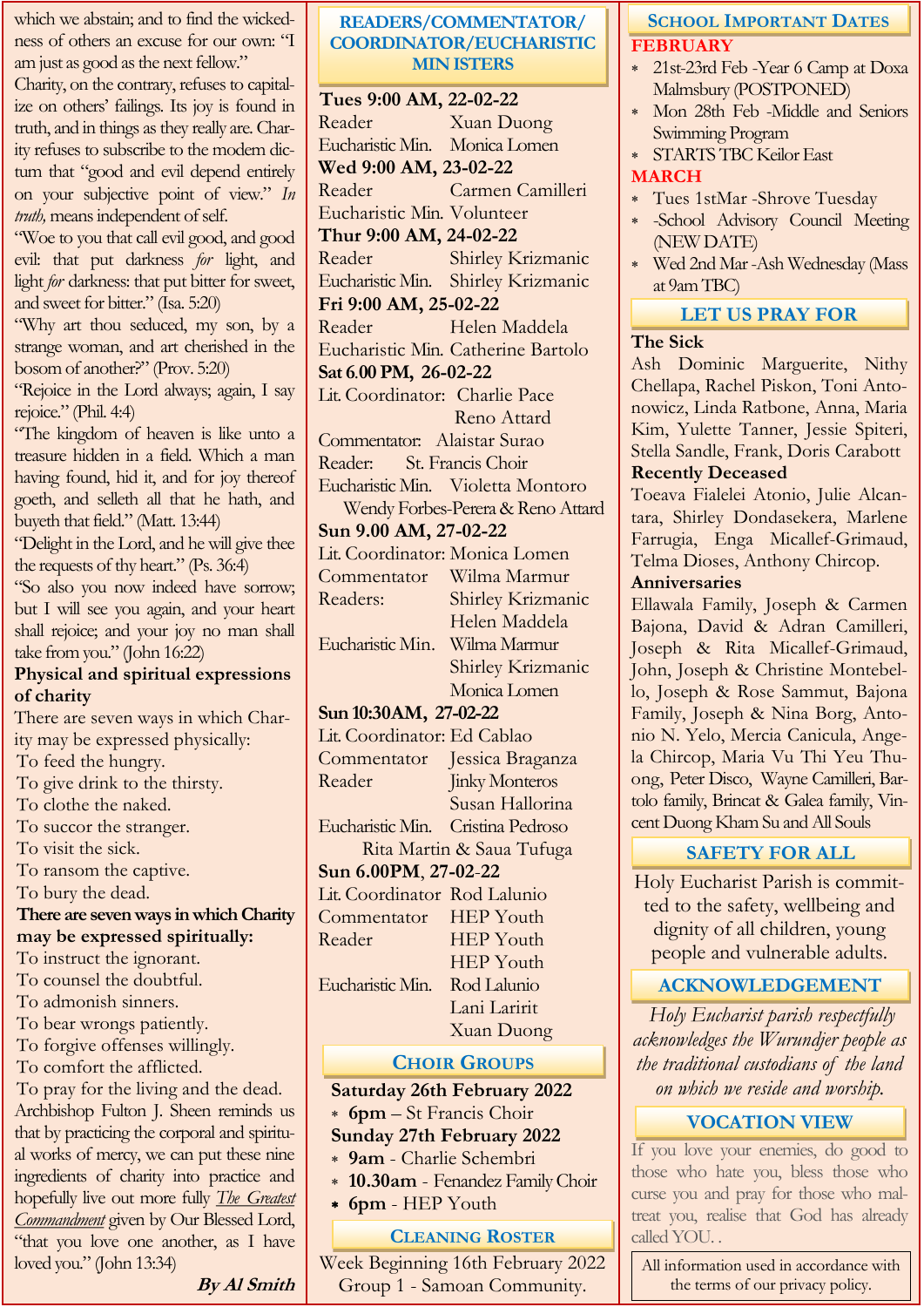which we abstain; and to find the wickedness of others an excuse for our own: "I am just as good as the next fellow."

Charity, on the contrary, refuses to capitalize on others' failings. Its joy is found in truth, and in things as they really are. Charity refuses to subscribe to the modern dictum that "good and evil depend entirely on your subjective point of view." *In truth,* means independent of self.

"Woe to you that call evil good, and good evil: that put darkness *for* light, and light *for* darkness: that put bitter for sweet, and sweet for bitter." (Isa. 5:20)

"Why art thou seduced, my son, by a strange woman, and art cherished in the bosom of another?" (Prov. 5:20)

"Rejoice in the Lord always; again, I say rejoice." (Phil. 4:4)

"The kingdom of heaven is like unto a treasure hidden in a field. Which a man having found, hid it, and for joy thereof goeth, and selleth all that he hath, and buyeth that field." (Matt. 13:44)

"Delight in the Lord, and he will give thee the requests of thy heart." (Ps. 36:4)

"So also you now indeed have sorrow; but I will see you again, and your heart shall rejoice; and your joy no man shall take from you." (John 16:22)

**Physical and spiritual expressions of charity**

There are seven ways in which Charity may be expressed physically:

To feed the hungry.
To give drink to the thirsty.
To clothe the naked.
To succor the stranger.
To visit the sick.
To ransom the captive.
To bury the dead.

**There are seven ways in which Charity may be expressed spiritually:**

To instruct the ignorant.
To counsel the doubtful.
To admonish sinners.
To bear wrongs patiently.
To forgive offenses willingly.
To comfort the afflicted.
To pray for the living and the dead.

Archbishop Fulton J. Sheen reminds us that by practicing the corporal and spiritual works of mercy, we can put these nine ingredients of charity into practice and hopefully live out more fully *The Greatest Commandment* given by Our Blessed Lord, "that you love one another, as I have loved you." (John 13:34)

***By Al Smith***

## READERS/COMMENTATOR/ COORDINATOR/EUCHARISTIC MINISTERS

**Tues 9:00 AM, 22-02-22**
Reader — Xuan Duong
Eucharistic Min. — Monica Lomen

**Wed 9:00 AM, 23-02-22**
Reader — Carmen Camilleri
Eucharistic Min. — Volunteer

**Thur 9:00 AM, 24-02-22**
Reader — Shirley Krizmanic
Eucharistic Min. — Shirley Krizmanic

**Fri 9:00 AM, 25-02-22**
Reader — Helen Maddela
Eucharistic Min. — Catherine Bartolo

**Sat 6.00 PM, 26-02-22**
Lit. Coordinator: — Charlie Pace, Reno Attard
Commentator: — Alaistar Surao
Reader: — St. Francis Choir
Eucharistic Min. — Violetta Montoro, Wendy Forbes-Perera & Reno Attard

**Sun 9.00 AM, 27-02-22**
Lit. Coordinator: — Monica Lomen
Commentator — Wilma Marmur
Readers: — Shirley Krizmanic, Helen Maddela
Eucharistic Min. — Wilma Marmur, Shirley Krizmanic, Monica Lomen

**Sun 10:30AM, 27-02-22**
Lit. Coordinator: — Ed Cablao
Commentator — Jessica Braganza
Reader — Jinky Monteros, Susan Hallorina
Eucharistic Min. — Cristina Pedroso, Rita Martin & Saua Tufuga

**Sun 6.00PM, 27-02-22**
Lit. Coordinator — Rod Lalunio
Commentator — HEP Youth
Reader — HEP Youth, HEP Youth
Eucharistic Min. — Rod Lalunio, Lani Laririt, Xuan Duong

## CHOIR GROUPS

**Saturday 26th February 2022**
- **6pm** – St Francis Choir

**Sunday 27th February 2022**
- **9am** - Charlie Schembri
- **10.30am** - Fenandez Family Choir
- **6pm** - HEP Youth

## CLEANING ROSTER

Week Beginning 16th February 2022
Group 1 - Samoan Community.

## SCHOOL IMPORTANT DATES

**FEBRUARY**
- 21st-23rd Feb -Year 6 Camp at Doxa Malmsbury (POSTPONED)
- Mon 28th Feb -Middle and Seniors Swimming Program
- STARTS TBC Keilor East

**MARCH**
- Tues 1stMar -Shrove Tuesday
- -School Advisory Council Meeting (NEW DATE)
- Wed 2nd Mar -Ash Wednesday (Mass at 9am TBC)

## LET US PRAY FOR

**The Sick**
Ash Dominic Marguerite, Nithy Chellapa, Rachel Piskon, Toni Antonowicz, Linda Ratbone, Anna, Maria Kim, Yulette Tanner, Jessie Spiteri, Stella Sandle, Frank, Doris Carabott

**Recently Deceased**
Toeava Fialelei Atonio, Julie Alcantara, Shirley Dondasekera, Marlene Farrugia, Enga Micallef-Grimaud, Telma Dioses, Anthony Chircop.

**Anniversaries**
Ellawala Family, Joseph & Carmen Bajona, David & Adran Camilleri, Joseph & Rita Micallef-Grimaud, John, Joseph & Christine Montebello, Joseph & Rose Sammut, Bajona Family, Joseph & Nina Borg, Antonio N. Yelo, Mercia Canicula, Angela Chircop, Maria Vu Thi Yeu Thuong, Peter Disco, Wayne Camilleri, Bartolo family, Brincat & Galea family, Vincent Duong Kham Su and All Souls

## SAFETY FOR ALL

Holy Eucharist Parish is committed to the safety, wellbeing and dignity of all children, young people and vulnerable adults.

## ACKNOWLEDGEMENT

*Holy Eucharist parish respectfully acknowledges the Wurundjer people as the traditional custodians of the land on which we reside and worship.*

## VOCATION VIEW

If you love your enemies, do good to those who hate you, bless those who curse you and pray for those who maltreat you, realise that God has already called YOU. .

All information used in accordance with the terms of our privacy policy.